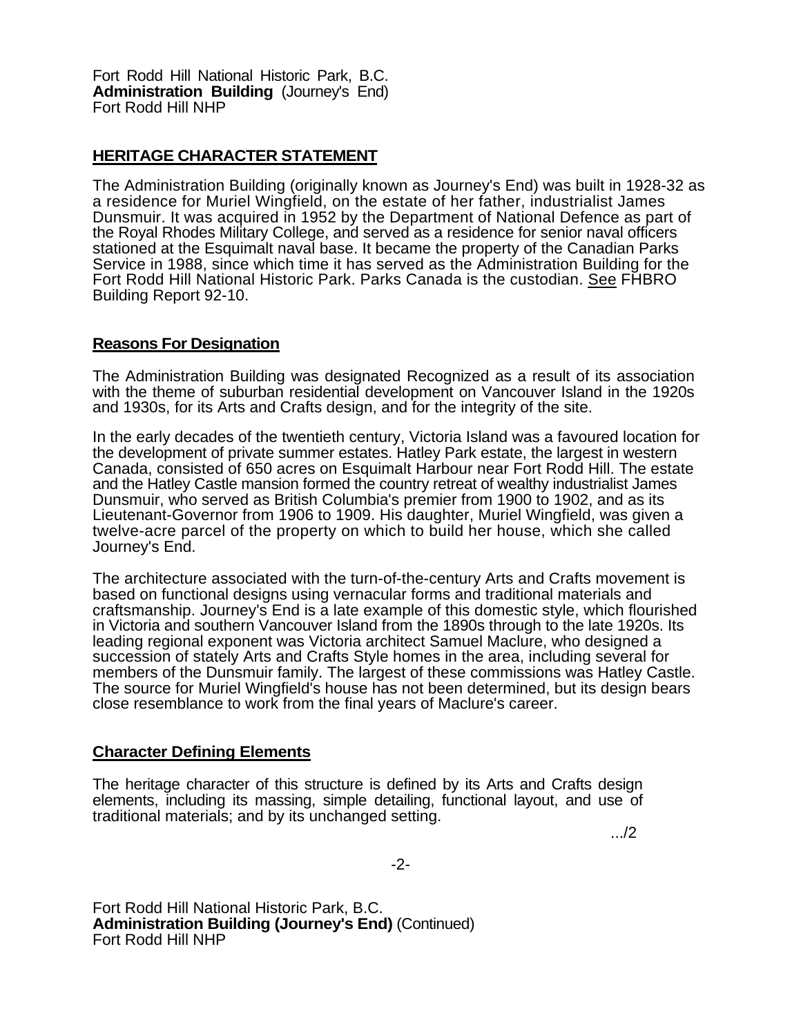Fort Rodd Hill National Historic Park, B.C.
**Administration Building** (Journey's End)
Fort Rodd Hill NHP

## HERITAGE CHARACTER STATEMENT

The Administration Building (originally known as Journey's End) was built in 1928-32 as a residence for Muriel Wingfield, on the estate of her father, industrialist James Dunsmuir. It was acquired in 1952 by the Department of National Defence as part of the Royal Rhodes Military College, and served as a residence for senior naval officers stationed at the Esquimalt naval base. It became the property of the Canadian Parks Service in 1988, since which time it has served as the Administration Building for the Fort Rodd Hill National Historic Park. Parks Canada is the custodian. See FHBRO Building Report 92-10.

### Reasons For Designation

The Administration Building was designated Recognized as a result of its association with the theme of suburban residential development on Vancouver Island in the 1920s and 1930s, for its Arts and Crafts design, and for the integrity of the site.

In the early decades of the twentieth century, Victoria Island was a favoured location for the development of private summer estates. Hatley Park estate, the largest in western Canada, consisted of 650 acres on Esquimalt Harbour near Fort Rodd Hill. The estate and the Hatley Castle mansion formed the country retreat of wealthy industrialist James Dunsmuir, who served as British Columbia's premier from 1900 to 1902, and as its Lieutenant-Governor from 1906 to 1909. His daughter, Muriel Wingfield, was given a twelve-acre parcel of the property on which to build her house, which she called Journey's End.

The architecture associated with the turn-of-the-century Arts and Crafts movement is based on functional designs using vernacular forms and traditional materials and craftsmanship. Journey's End is a late example of this domestic style, which flourished in Victoria and southern Vancouver Island from the 1890s through to the late 1920s. Its leading regional exponent was Victoria architect Samuel Maclure, who designed a succession of stately Arts and Crafts Style homes in the area, including several for members of the Dunsmuir family. The largest of these commissions was Hatley Castle. The source for Muriel Wingfield's house has not been determined, but its design bears close resemblance to work from the final years of Maclure's career.

### Character Defining Elements

The heritage character of this structure is defined by its Arts and Crafts design elements, including its massing, simple detailing, functional layout, and use of traditional materials; and by its unchanged setting.

.../2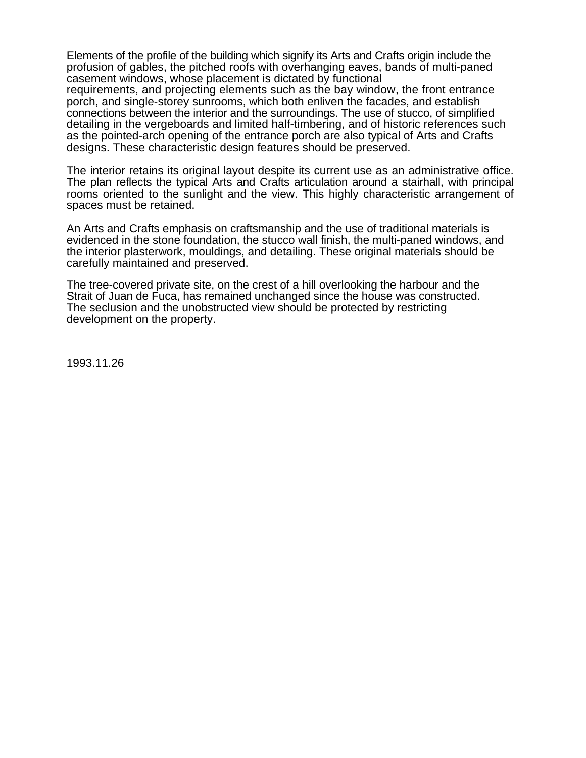Elements of the profile of the building which signify its Arts and Crafts origin include the profusion of gables, the pitched roofs with overhanging eaves, bands of multi-paned casement windows, whose placement is dictated by functional requirements, and projecting elements such as the bay window, the front entrance porch, and single-storey sunrooms, which both enliven the facades, and establish connections between the interior and the surroundings. The use of stucco, of simplified detailing in the vergeboards and limited half-timbering, and of historic references such as the pointed-arch opening of the entrance porch are also typical of Arts and Crafts designs. These characteristic design features should be preserved.

The interior retains its original layout despite its current use as an administrative office. The plan reflects the typical Arts and Crafts articulation around a stairhall, with principal rooms oriented to the sunlight and the view. This highly characteristic arrangement of spaces must be retained.

An Arts and Crafts emphasis on craftsmanship and the use of traditional materials is evidenced in the stone foundation, the stucco wall finish, the multi-paned windows, and the interior plasterwork, mouldings, and detailing. These original materials should be carefully maintained and preserved.

The tree-covered private site, on the crest of a hill overlooking the harbour and the Strait of Juan de Fuca, has remained unchanged since the house was constructed. The seclusion and the unobstructed view should be protected by restricting development on the property.

1993.11.26